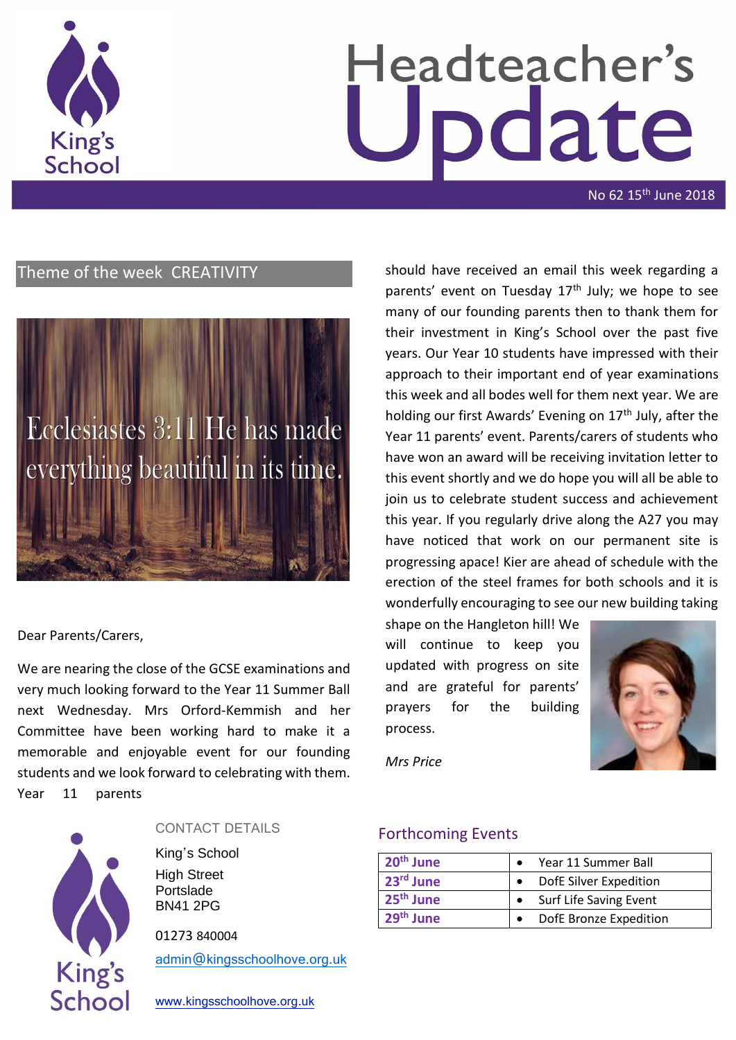# Headteacher's Update

No 62 15th June 2018

## Theme of the week CREATIVITY

Ecclesiastes 3:11 He has made everything beautiful in its time.

Dear Parents/Carers,

We are nearing the close of the GCSE examinations and very much looking forward to the Year 11 Summer Ball next Wednesday. Mrs Orford-Kemmish and her Committee have been working hard to make it a memorable and enjoyable event for our founding students and we look forward to celebrating with them. Year 11 parents should have received an email this week regarding a parents' event on Tuesday 17th July; we hope to see many of our founding parents then to thank them for their investment in King's School over the past five years. Our Year 10 students have impressed with their approach to their important end of year examinations this week and all bodes well for them next year. We are holding our first Awards' Evening on 17th July, after the Year 11 parents' event. Parents/carers of students who have won an award will be receiving invitation letter to this event shortly and we do hope you will all be able to join us to celebrate student success and achievement this year. If you regularly drive along the A27 you may have noticed that work on our permanent site is progressing apace! Kier are ahead of schedule with the erection of the steel frames for both schools and it is wonderfully encouraging to see our new building taking shape on the Hangleton hill! We will continue to keep you updated with progress on site and are grateful for parents' prayers for the building process.

*Mrs Price*

## Forthcoming Events

| | |
|---|---|
| **20th June** | • Year 11 Summer Ball |
| **23rd June** | • DofE Silver Expedition |
| **25th June** | • Surf Life Saving Event |
| **29th June** | • DofE Bronze Expedition |

CONTACT DETAILS

King's School
High Street
Portslade
BN41 2PG

01273 840004

admin@kingsschoolhove.org.uk

www.kingsschoolhove.org.uk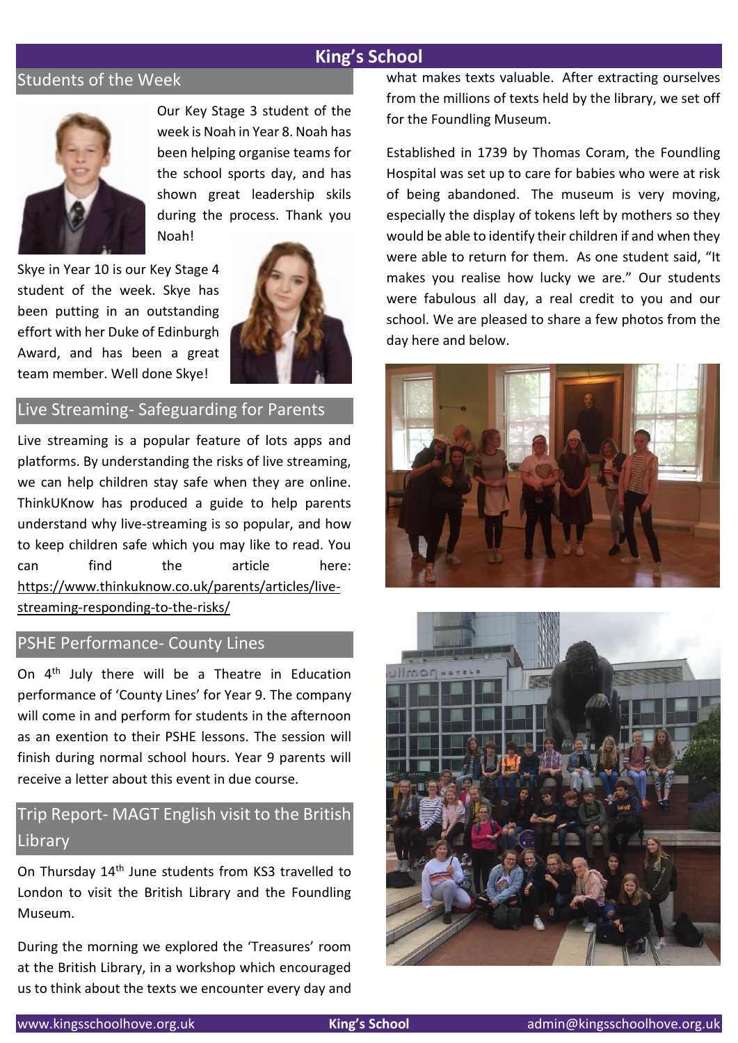## Students of the Week

Our Key Stage 3 student of the week is Noah in Year 8. Noah has been helping organise teams for the school sports day, and has shown great leadership skils during the process. Thank you Noah!

Skye in Year 10 is our Key Stage 4 student of the week. Skye has been putting in an outstanding effort with her Duke of Edinburgh Award, and has been a great team member. Well done Skye!

## Live Streaming- Safeguarding for Parents

Live streaming is a popular feature of lots apps and platforms. By understanding the risks of live streaming, we can help children stay safe when they are online. ThinkUKnow has produced a guide to help parents understand why live-streaming is so popular, and how to keep children safe which you may like to read. You can find the article here: https://www.thinkuknow.co.uk/parents/articles/live-streaming-responding-to-the-risks/

## PSHE Performance- County Lines

On 4th July there will be a Theatre in Education performance of 'County Lines' for Year 9. The company will come in and perform for students in the afternoon as an exention to their PSHE lessons. The session will finish during normal school hours. Year 9 parents will receive a letter about this event in due course.

## Trip Report- MAGT English visit to the British Library

On Thursday 14th June students from KS3 travelled to London to visit the British Library and the Foundling Museum.

During the morning we explored the 'Treasures' room at the British Library, in a workshop which encouraged us to think about the texts we encounter every day and what makes texts valuable. After extracting ourselves from the millions of texts held by the library, we set off for the Foundling Museum.

Established in 1739 by Thomas Coram, the Foundling Hospital was set up to care for babies who were at risk of being abandoned. The museum is very moving, especially the display of tokens left by mothers so they would be able to identify their children if and when they were able to return for them. As one student said, "It makes you realise how lucky we are." Our students were fabulous all day, a real credit to you and our school. We are pleased to share a few photos from the day here and below.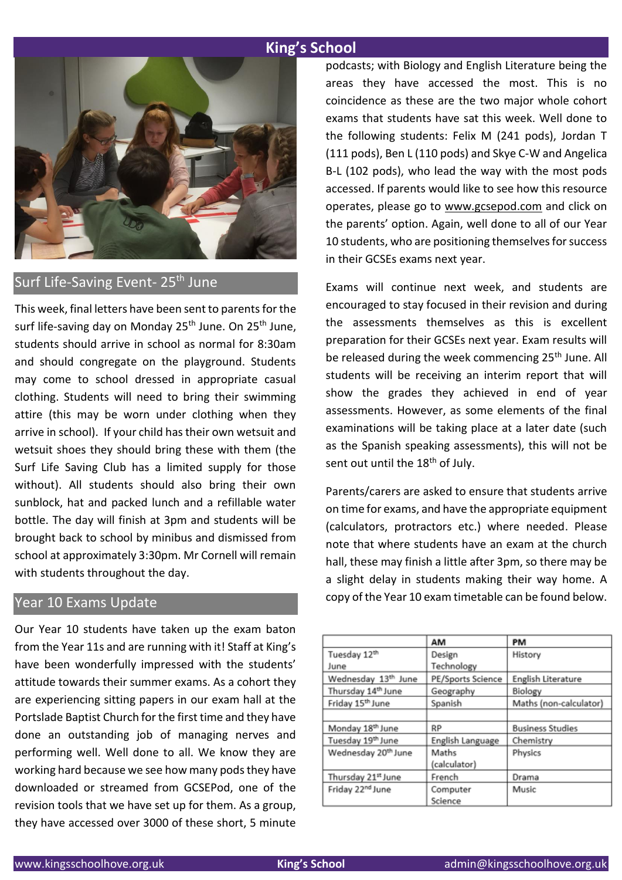## Surf Life-Saving Event- 25th June

This week, final letters have been sent to parents for the surf life-saving day on Monday 25th June. On 25th June, students should arrive in school as normal for 8:30am and should congregate on the playground. Students may come to school dressed in appropriate casual clothing. Students will need to bring their swimming attire (this may be worn under clothing when they arrive in school). If your child has their own wetsuit and wetsuit shoes they should bring these with them (the Surf Life Saving Club has a limited supply for those without). All students should also bring their own sunblock, hat and packed lunch and a refillable water bottle. The day will finish at 3pm and students will be brought back to school by minibus and dismissed from school at approximately 3:30pm. Mr Cornell will remain with students throughout the day.

## Year 10 Exams Update

Our Year 10 students have taken up the exam baton from the Year 11s and are running with it! Staff at King's have been wonderfully impressed with the students' attitude towards their summer exams. As a cohort they are experiencing sitting papers in our exam hall at the Portslade Baptist Church for the first time and they have done an outstanding job of managing nerves and performing well. Well done to all. We know they are working hard because we see how many pods they have downloaded or streamed from GCSEPod, one of the revision tools that we have set up for them. As a group, they have accessed over 3000 of these short, 5 minute podcasts; with Biology and English Literature being the areas they have accessed the most. This is no coincidence as these are the two major whole cohort exams that students have sat this week. Well done to the following students: Felix M (241 pods), Jordan T (111 pods), Ben L (110 pods) and Skye C-W and Angelica B-L (102 pods), who lead the way with the most pods accessed. If parents would like to see how this resource operates, please go to www.gcsepod.com and click on the parents' option. Again, well done to all of our Year 10 students, who are positioning themselves for success in their GCSEs exams next year.

Exams will continue next week, and students are encouraged to stay focused in their revision and during the assessments themselves as this is excellent preparation for their GCSEs next year. Exam results will be released during the week commencing 25th June. All students will be receiving an interim report that will show the grades they achieved in end of year assessments. However, as some elements of the final examinations will be taking place at a later date (such as the Spanish speaking assessments), this will not be sent out until the 18th of July.

Parents/carers are asked to ensure that students arrive on time for exams, and have the appropriate equipment (calculators, protractors etc.) where needed. Please note that where students have an exam at the church hall, these may finish a little after 3pm, so there may be a slight delay in students making their way home. A copy of the Year 10 exam timetable can be found below.

| | AM | PM |
|---|---|---|
| Tuesday 12th June | Design Technology | History |
| Wednesday 13th June | PE/Sports Science | English Literature |
| Thursday 14th June | Geography | Biology |
| Friday 15th June | Spanish | Maths (non-calculator) |
| | | |
| Monday 18th June | RP | Business Studies |
| Tuesday 19th June | English Language | Chemistry |
| Wednesday 20th June | Maths (calculator) | Physics |
| Thursday 21st June | French | Drama |
| Friday 22nd June | Computer Science | Music |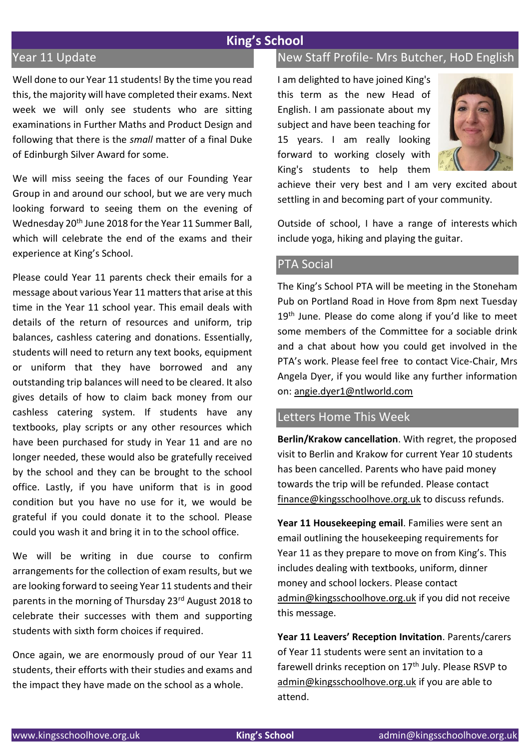## Year 11 Update

Well done to our Year 11 students! By the time you read this, the majority will have completed their exams. Next week we will only see students who are sitting examinations in Further Maths and Product Design and following that there is the *small* matter of a final Duke of Edinburgh Silver Award for some.

We will miss seeing the faces of our Founding Year Group in and around our school, but we are very much looking forward to seeing them on the evening of Wednesday 20th June 2018 for the Year 11 Summer Ball, which will celebrate the end of the exams and their experience at King's School.

Please could Year 11 parents check their emails for a message about various Year 11 matters that arise at this time in the Year 11 school year. This email deals with details of the return of resources and uniform, trip balances, cashless catering and donations. Essentially, students will need to return any text books, equipment or uniform that they have borrowed and any outstanding trip balances will need to be cleared. It also gives details of how to claim back money from our cashless catering system. If students have any textbooks, play scripts or any other resources which have been purchased for study in Year 11 and are no longer needed, these would also be gratefully received by the school and they can be brought to the school office. Lastly, if you have uniform that is in good condition but you have no use for it, we would be grateful if you could donate it to the school. Please could you wash it and bring it in to the school office.

We will be writing in due course to confirm arrangements for the collection of exam results, but we are looking forward to seeing Year 11 students and their parents in the morning of Thursday 23rd August 2018 to celebrate their successes with them and supporting students with sixth form choices if required.

Once again, we are enormously proud of our Year 11 students, their efforts with their studies and exams and the impact they have made on the school as a whole.

## New Staff Profile- Mrs Butcher, HoD English

I am delighted to have joined King's this term as the new Head of English. I am passionate about my subject and have been teaching for 15 years. I am really looking forward to working closely with King's students to help them achieve their very best and I am very excited about settling in and becoming part of your community.

Outside of school, I have a range of interests which include yoga, hiking and playing the guitar.

## PTA Social

The King's School PTA will be meeting in the Stoneham Pub on Portland Road in Hove from 8pm next Tuesday 19th June. Please do come along if you'd like to meet some members of the Committee for a sociable drink and a chat about how you could get involved in the PTA's work. Please feel free to contact Vice-Chair, Mrs Angela Dyer, if you would like any further information on: angie.dyer1@ntlworld.com

## Letters Home This Week

**Berlin/Krakow cancellation**. With regret, the proposed visit to Berlin and Krakow for current Year 10 students has been cancelled. Parents who have paid money towards the trip will be refunded. Please contact finance@kingsschoolhove.org.uk to discuss refunds.

**Year 11 Housekeeping email**. Families were sent an email outlining the housekeeping requirements for Year 11 as they prepare to move on from King's. This includes dealing with textbooks, uniform, dinner money and school lockers. Please contact admin@kingsschoolhove.org.uk if you did not receive this message.

**Year 11 Leavers' Reception Invitation**. Parents/carers of Year 11 students were sent an invitation to a farewell drinks reception on 17th July. Please RSVP to admin@kingsschoolhove.org.uk if you are able to attend.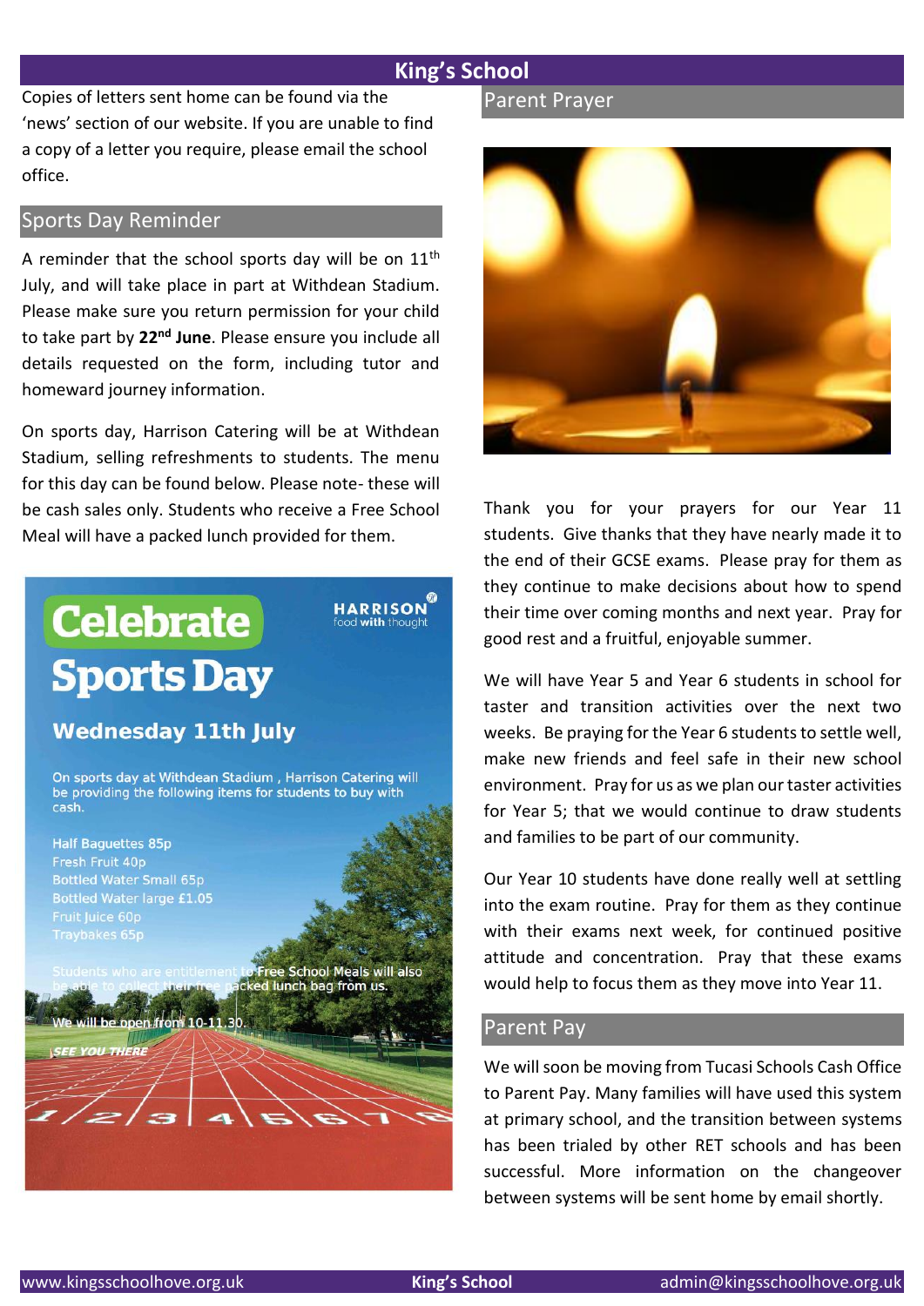Copies of letters sent home can be found via the 'news' section of our website. If you are unable to find a copy of a letter you require, please email the school office.

## Sports Day Reminder

A reminder that the school sports day will be on 11th July, and will take place in part at Withdean Stadium. Please make sure you return permission for your child to take part by **22nd June**. Please ensure you include all details requested on the form, including tutor and homeward journey information.

On sports day, Harrison Catering will be at Withdean Stadium, selling refreshments to students. The menu for this day can be found below. Please note- these will be cash sales only. Students who receive a Free School Meal will have a packed lunch provided for them.

# Celebrate Sports Day

HARRISON food with thought

### Wednesday 11th July

On sports day at Withdean Stadium , Harrison Catering will be providing the following items for students to buy with cash.

Half Baguettes 85p
Fresh Fruit 40p
Bottled Water Small 65p
Bottled Water large £1.05
Fruit Juice 60p
Traybakes 65p

Students who are entitlement to Free School Meals will also be able to collect their free packed lunch bag from us.

We will be open from 10-11.30.

*SEE YOU THERE*

## Parent Prayer

Thank you for your prayers for our Year 11 students. Give thanks that they have nearly made it to the end of their GCSE exams. Please pray for them as they continue to make decisions about how to spend their time over coming months and next year. Pray for good rest and a fruitful, enjoyable summer.

We will have Year 5 and Year 6 students in school for taster and transition activities over the next two weeks. Be praying for the Year 6 students to settle well, make new friends and feel safe in their new school environment. Pray for us as we plan our taster activities for Year 5; that we would continue to draw students and families to be part of our community.

Our Year 10 students have done really well at settling into the exam routine. Pray for them as they continue with their exams next week, for continued positive attitude and concentration. Pray that these exams would help to focus them as they move into Year 11.

## Parent Pay

We will soon be moving from Tucasi Schools Cash Office to Parent Pay. Many families will have used this system at primary school, and the transition between systems has been trialed by other RET schools and has been successful. More information on the changeover between systems will be sent home by email shortly.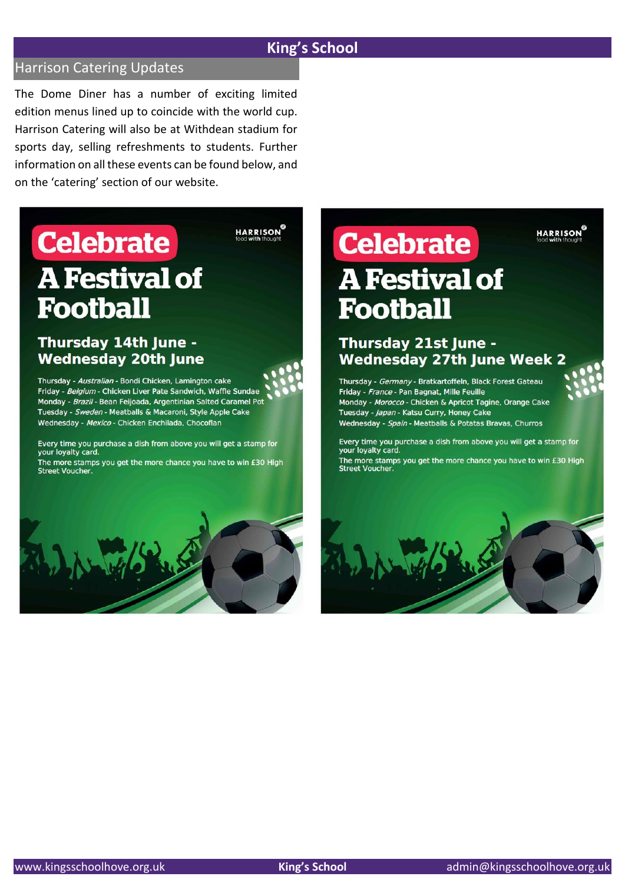## Harrison Catering Updates

The Dome Diner has a number of exciting limited edition menus lined up to coincide with the world cup. Harrison Catering will also be at Withdean stadium for sports day, selling refreshments to students. Further information on all these events can be found below, and on the 'catering' section of our website.

HARRISON food with thought

# Celebrate A Festival of Football

### Thursday 14th June - Wednesday 20th June

Thursday - *Australian* - Bondi Chicken, Lamington cake
Friday - *Belgium* - Chicken Liver Pate Sandwich, Waffle Sundae
Monday - *Brazil* - Bean Feijoada, Argentinian Salted Caramel Pot
Tuesday - *Sweden* - Meatballs & Macaroni, Style Apple Cake
Wednesday - *Mexico* - Chicken Enchilada, Chocoflan

Every time you purchase a dish from above you will get a stamp for your loyalty card.
The more stamps you get the more chance you have to win £30 High Street Voucher.

HARRISON food with thought

# Celebrate A Festival of Football

### Thursday 21st June - Wednesday 27th June Week 2

Thursday - *Germany* - Bratkartoffeln, Black Forest Gateau
Friday - *France* - Pan Bagnat, Mille Feuille
Monday - *Morocco* - Chicken & Apricot Tagine, Orange Cake
Tuesday - *Japan* - Katsu Curry, Honey Cake
Wednesday - *Spain* - Meatballs & Potatas Bravas, Churros

Every time you purchase a dish from above you will get a stamp for your loyalty card.
The more stamps you get the more chance you have to win £30 High Street Voucher.